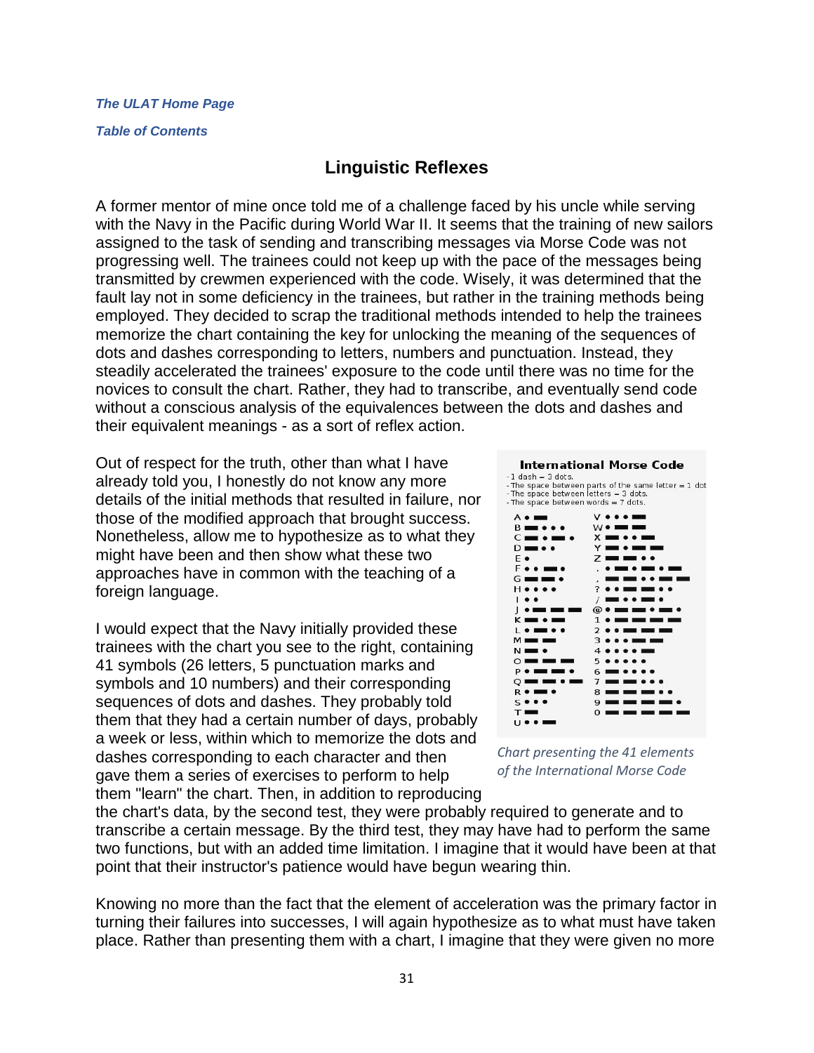***The ULAT Home Page***

***Table of Contents***

# Linguistic Reflexes

A former mentor of mine once told me of a challenge faced by his uncle while serving with the Navy in the Pacific during World War II. It seems that the training of new sailors assigned to the task of sending and transcribing messages via Morse Code was not progressing well. The trainees could not keep up with the pace of the messages being transmitted by crewmen experienced with the code. Wisely, it was determined that the fault lay not in some deficiency in the trainees, but rather in the training methods being employed. They decided to scrap the traditional methods intended to help the trainees memorize the chart containing the key for unlocking the meaning of the sequences of dots and dashes corresponding to letters, numbers and punctuation. Instead, they steadily accelerated the trainees' exposure to the code until there was no time for the novices to consult the chart. Rather, they had to transcribe, and eventually send code without a conscious analysis of the equivalences between the dots and dashes and their equivalent meanings - as a sort of reflex action.

Out of respect for the truth, other than what I have already told you, I honestly do not know any more details of the initial methods that resulted in failure, nor those of the modified approach that brought success. Nonetheless, allow me to hypothesize as to what they might have been and then show what these two approaches have in common with the teaching of a foreign language.

*Chart presenting the 41 elements of the International Morse Code*

I would expect that the Navy initially provided these trainees with the chart you see to the right, containing 41 symbols (26 letters, 5 punctuation marks and symbols and 10 numbers) and their corresponding sequences of dots and dashes. They probably told them that they had a certain number of days, probably a week or less, within which to memorize the dots and dashes corresponding to each character and then gave them a series of exercises to perform to help them "learn" the chart. Then, in addition to reproducing the chart's data, by the second test, they were probably required to generate and to transcribe a certain message. By the third test, they may have had to perform the same two functions, but with an added time limitation. I imagine that it would have been at that point that their instructor's patience would have begun wearing thin.

Knowing no more than the fact that the element of acceleration was the primary factor in turning their failures into successes, I will again hypothesize as to what must have taken place. Rather than presenting them with a chart, I imagine that they were given no more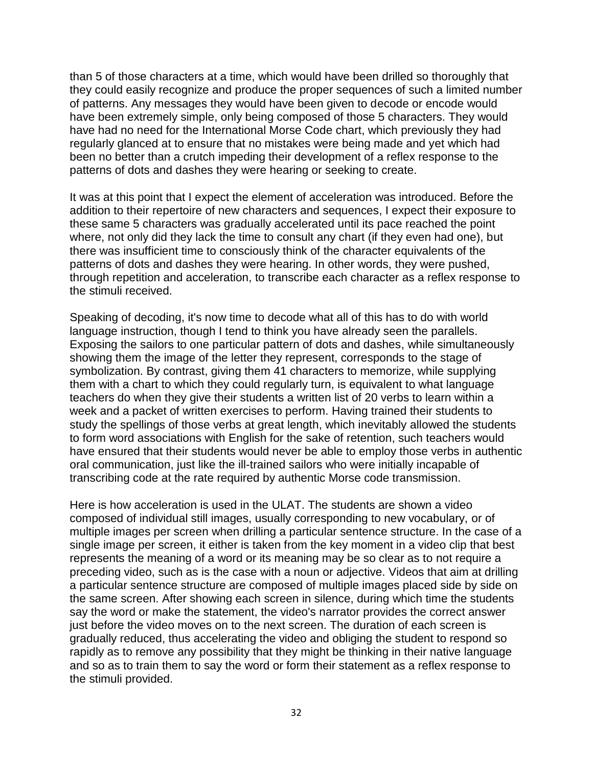than 5 of those characters at a time, which would have been drilled so thoroughly that they could easily recognize and produce the proper sequences of such a limited number of patterns. Any messages they would have been given to decode or encode would have been extremely simple, only being composed of those 5 characters. They would have had no need for the International Morse Code chart, which previously they had regularly glanced at to ensure that no mistakes were being made and yet which had been no better than a crutch impeding their development of a reflex response to the patterns of dots and dashes they were hearing or seeking to create.

It was at this point that I expect the element of acceleration was introduced. Before the addition to their repertoire of new characters and sequences, I expect their exposure to these same 5 characters was gradually accelerated until its pace reached the point where, not only did they lack the time to consult any chart (if they even had one), but there was insufficient time to consciously think of the character equivalents of the patterns of dots and dashes they were hearing. In other words, they were pushed, through repetition and acceleration, to transcribe each character as a reflex response to the stimuli received.

Speaking of decoding, it's now time to decode what all of this has to do with world language instruction, though I tend to think you have already seen the parallels. Exposing the sailors to one particular pattern of dots and dashes, while simultaneously showing them the image of the letter they represent, corresponds to the stage of symbolization. By contrast, giving them 41 characters to memorize, while supplying them with a chart to which they could regularly turn, is equivalent to what language teachers do when they give their students a written list of 20 verbs to learn within a week and a packet of written exercises to perform. Having trained their students to study the spellings of those verbs at great length, which inevitably allowed the students to form word associations with English for the sake of retention, such teachers would have ensured that their students would never be able to employ those verbs in authentic oral communication, just like the ill-trained sailors who were initially incapable of transcribing code at the rate required by authentic Morse code transmission.

Here is how acceleration is used in the ULAT. The students are shown a video composed of individual still images, usually corresponding to new vocabulary, or of multiple images per screen when drilling a particular sentence structure. In the case of a single image per screen, it either is taken from the key moment in a video clip that best represents the meaning of a word or its meaning may be so clear as to not require a preceding video, such as is the case with a noun or adjective. Videos that aim at drilling a particular sentence structure are composed of multiple images placed side by side on the same screen. After showing each screen in silence, during which time the students say the word or make the statement, the video's narrator provides the correct answer just before the video moves on to the next screen. The duration of each screen is gradually reduced, thus accelerating the video and obliging the student to respond so rapidly as to remove any possibility that they might be thinking in their native language and so as to train them to say the word or form their statement as a reflex response to the stimuli provided.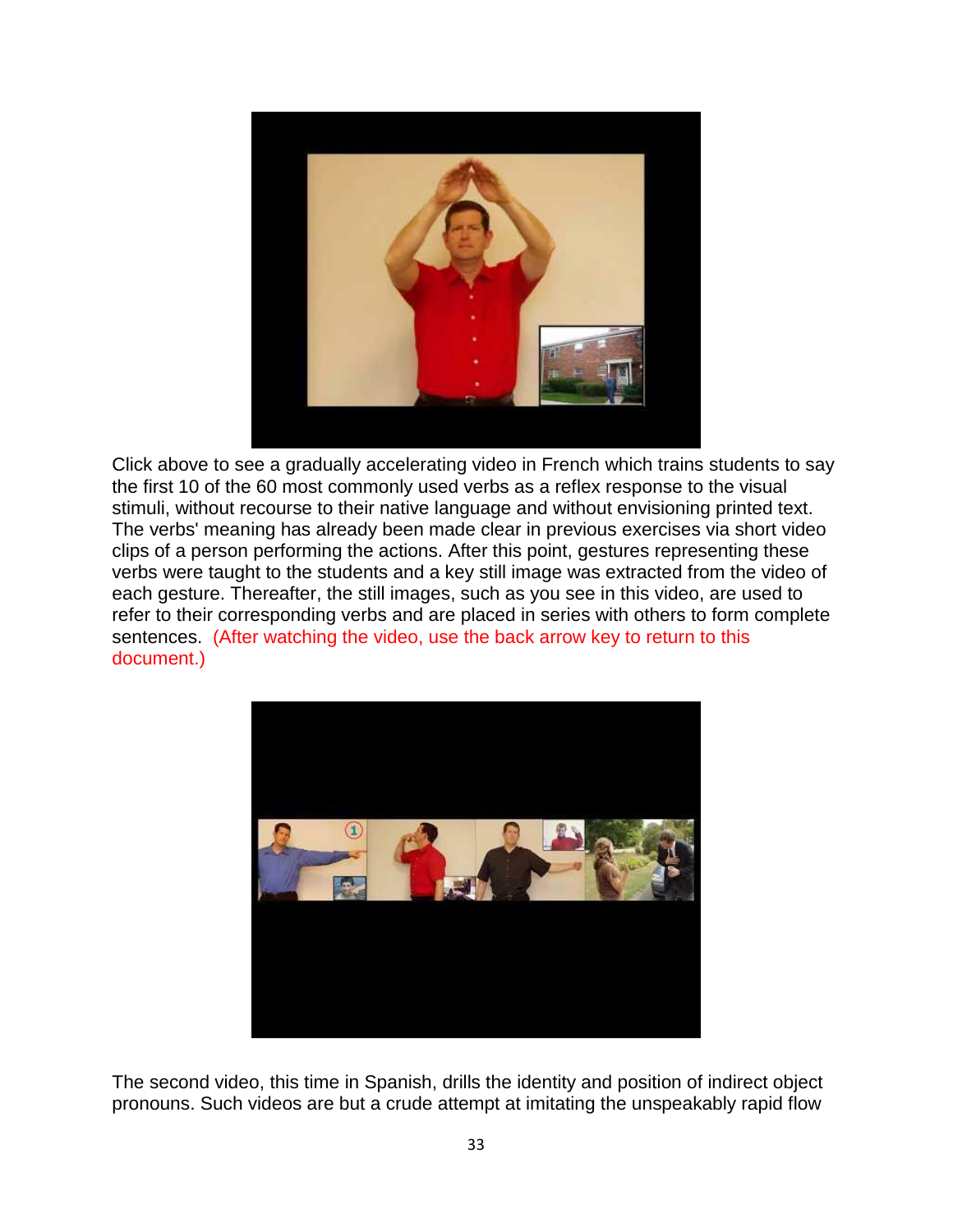Click above to see a gradually accelerating video in French which trains students to say the first 10 of the 60 most commonly used verbs as a reflex response to the visual stimuli, without recourse to their native language and without envisioning printed text. The verbs' meaning has already been made clear in previous exercises via short video clips of a person performing the actions. After this point, gestures representing these verbs were taught to the students and a key still image was extracted from the video of each gesture. Thereafter, the still images, such as you see in this video, are used to refer to their corresponding verbs and are placed in series with others to form complete sentences. (After watching the video, use the back arrow key to return to this document.)

The second video, this time in Spanish, drills the identity and position of indirect object pronouns. Such videos are but a crude attempt at imitating the unspeakably rapid flow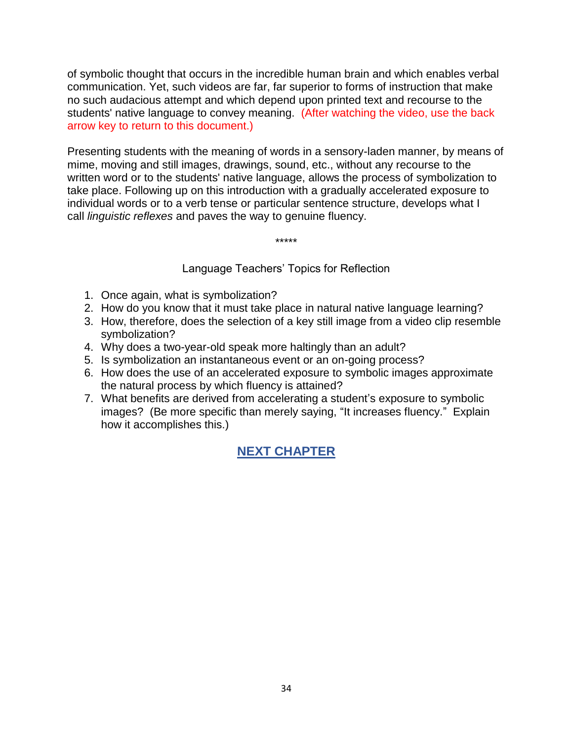of symbolic thought that occurs in the incredible human brain and which enables verbal communication. Yet, such videos are far, far superior to forms of instruction that make no such audacious attempt and which depend upon printed text and recourse to the students' native language to convey meaning. (After watching the video, use the back arrow key to return to this document.)

Presenting students with the meaning of words in a sensory-laden manner, by means of mime, moving and still images, drawings, sound, etc., without any recourse to the written word or to the students' native language, allows the process of symbolization to take place. Following up on this introduction with a gradually accelerated exposure to individual words or to a verb tense or particular sentence structure, develops what I call *linguistic reflexes* and paves the way to genuine fluency.

*****

Language Teachers' Topics for Reflection

1. Once again, what is symbolization?
2. How do you know that it must take place in natural native language learning?
3. How, therefore, does the selection of a key still image from a video clip resemble symbolization?
4. Why does a two-year-old speak more haltingly than an adult?
5. Is symbolization an instantaneous event or an on-going process?
6. How does the use of an accelerated exposure to symbolic images approximate the natural process by which fluency is attained?
7. What benefits are derived from accelerating a student's exposure to symbolic images? (Be more specific than merely saying, "It increases fluency." Explain how it accomplishes this.)

**NEXT CHAPTER**